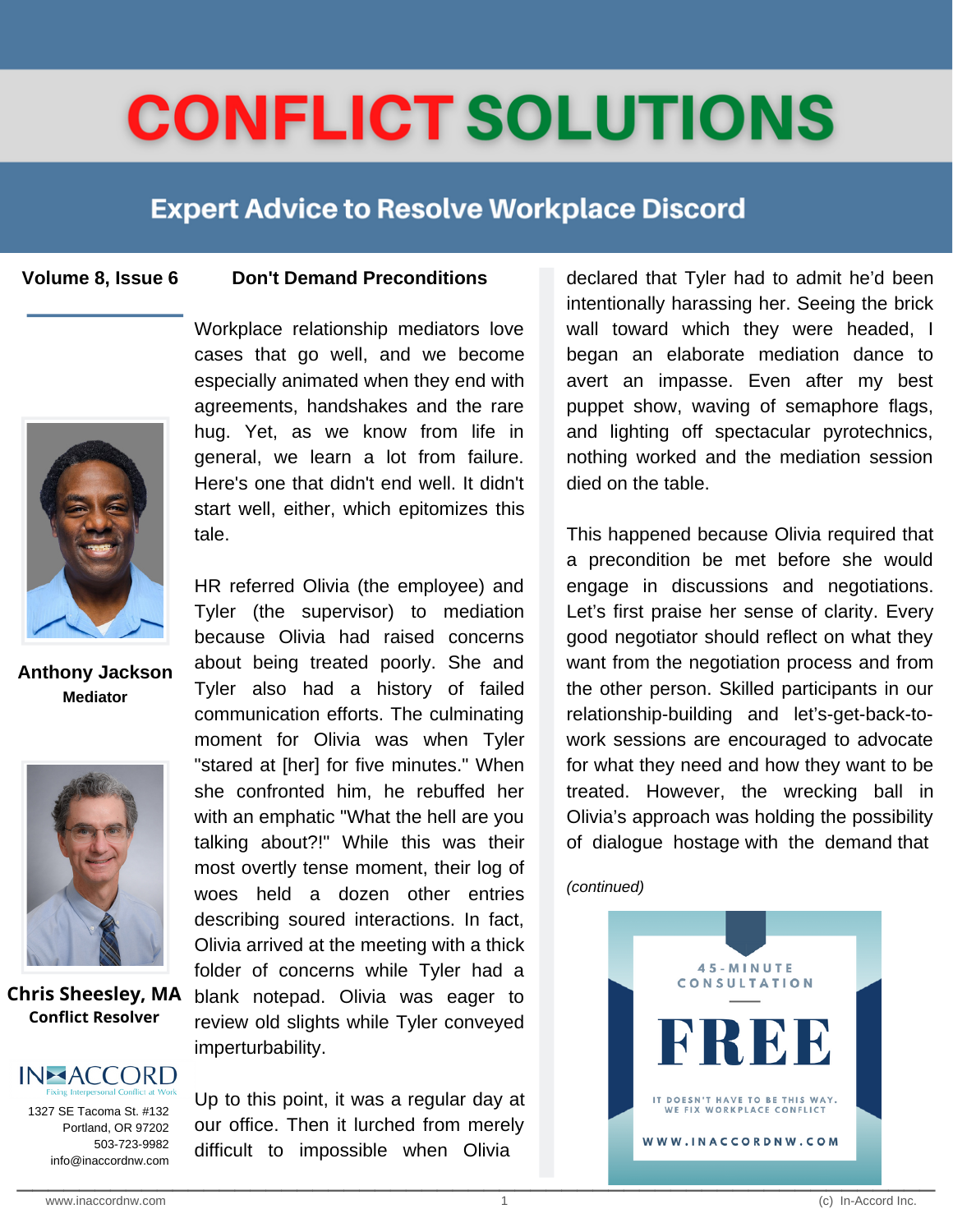# CONFLICT SOLUTIONS

## Expert Advice to Resolve Workplace Discord

**Volume 8, Issue 6**

**Anthony Jackson**
**Mediator**

**Chris Sheesley, MA**
**Conflict Resolver**

IN ACCORD
Fixing Interpersonal Conflict at Work

1327 SE Tacoma St. #132
Portland, OR 97202
503-723-9982
info@inaccordnw.com

### Don't Demand Preconditions

Workplace relationship mediators love cases that go well, and we become especially animated when they end with agreements, handshakes and the rare hug. Yet, as we know from life in general, we learn a lot from failure. Here's one that didn't end well. It didn't start well, either, which epitomizes this tale.

HR referred Olivia (the employee) and Tyler (the supervisor) to mediation because Olivia had raised concerns about being treated poorly. She and Tyler also had a history of failed communication efforts. The culminating moment for Olivia was when Tyler "stared at [her] for five minutes." When she confronted him, he rebuffed her with an emphatic "What the hell are you talking about?!" While this was their most overtly tense moment, their log of woes held a dozen other entries describing soured interactions. In fact, Olivia arrived at the meeting with a thick folder of concerns while Tyler had a blank notepad. Olivia was eager to review old slights while Tyler conveyed imperturbability.

Up to this point, it was a regular day at our office. Then it lurched from merely difficult to impossible when Olivia declared that Tyler had to admit he'd been intentionally harassing her. Seeing the brick wall toward which they were headed, I began an elaborate mediation dance to avert an impasse. Even after my best puppet show, waving of semaphore flags, and lighting off spectacular pyrotechnics, nothing worked and the mediation session died on the table.

This happened because Olivia required that a precondition be met before she would engage in discussions and negotiations. Let's first praise her sense of clarity. Every good negotiator should reflect on what they want from the negotiation process and from the other person. Skilled participants in our relationship-building and let's-get-back-to-work sessions are encouraged to advocate for what they need and how they want to be treated. However, the wrecking ball in Olivia's approach was holding the possibility of dialogue hostage with the demand that

*(continued)*

45-MINUTE CONSULTATION

FREE

IT DOESN'T HAVE TO BE THIS WAY.
WE FIX WORKPLACE CONFLICT

WWW.INACCORDNW.COM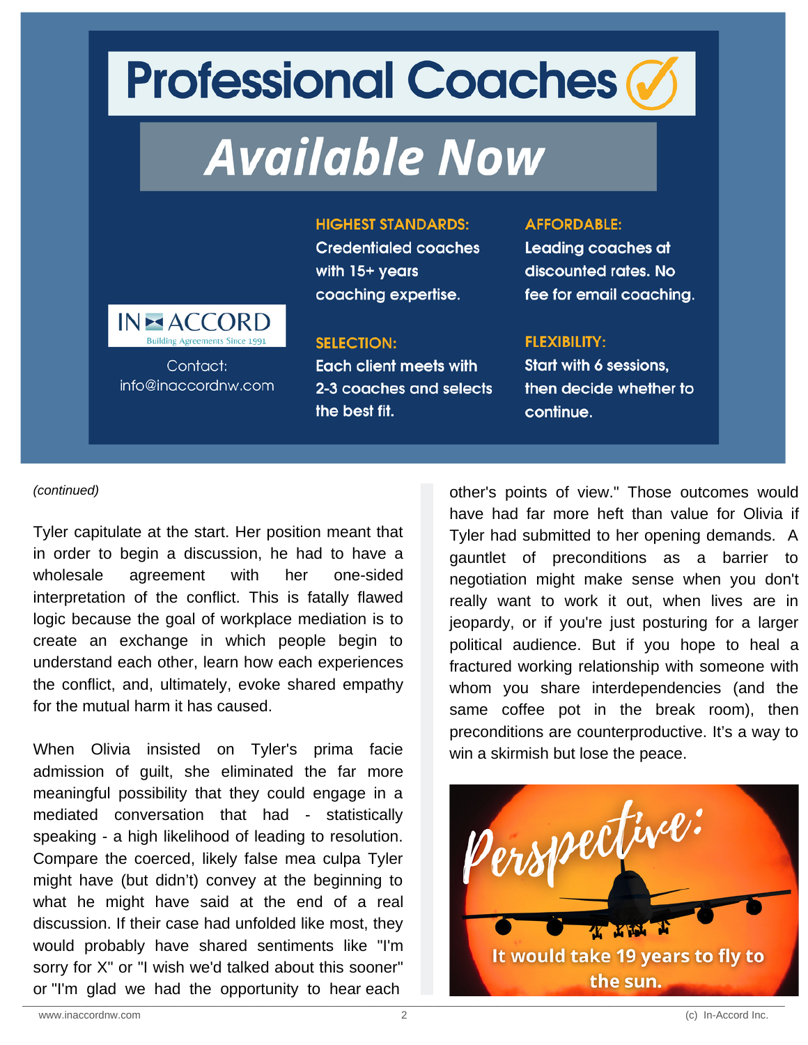# Professional Coaches

## Available Now

IN ACCORD
Building Agreements Since 1991

Contact:
info@inaccordnw.com

**HIGHEST STANDARDS:**
Credentialed coaches with 15+ years coaching expertise.

**AFFORDABLE:**
Leading coaches at discounted rates. No fee for email coaching.

**SELECTION:**
Each client meets with 2-3 coaches and selects the best fit.

**FLEXIBILITY:**
Start with 6 sessions, then decide whether to continue.

*(continued)*

Tyler capitulate at the start. Her position meant that in order to begin a discussion, he had to have a wholesale agreement with her one-sided interpretation of the conflict. This is fatally flawed logic because the goal of workplace mediation is to create an exchange in which people begin to understand each other, learn how each experiences the conflict, and, ultimately, evoke shared empathy for the mutual harm it has caused.

When Olivia insisted on Tyler's prima facie admission of guilt, she eliminated the far more meaningful possibility that they could engage in a mediated conversation that had - statistically speaking - a high likelihood of leading to resolution. Compare the coerced, likely false mea culpa Tyler might have (but didn't) convey at the beginning to what he might have said at the end of a real discussion. If their case had unfolded like most, they would probably have shared sentiments like "I'm sorry for X" or "I wish we'd talked about this sooner" or "I'm glad we had the opportunity to hear each other's points of view." Those outcomes would have had far more heft than value for Olivia if Tyler had submitted to her opening demands. A gauntlet of preconditions as a barrier to negotiation might make sense when you don't really want to work it out, when lives are in jeopardy, or if you're just posturing for a larger political audience. But if you hope to heal a fractured working relationship with someone with whom you share interdependencies (and the same coffee pot in the break room), then preconditions are counterproductive. It's a way to win a skirmish but lose the peace.

**Perspective:**
It would take 19 years to fly to the sun.